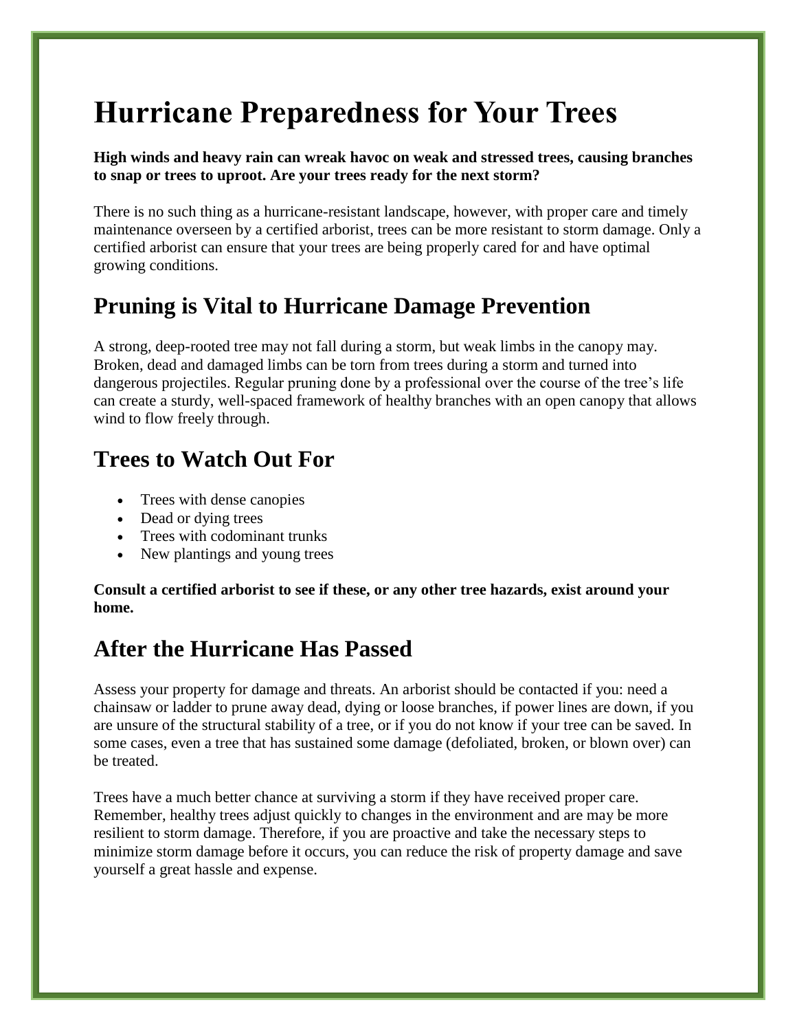# Hurricane Preparedness for Your Trees

**High winds and heavy rain can wreak havoc on weak and stressed trees, causing branches to snap or trees to uproot. Are your trees ready for the next storm?**

There is no such thing as a hurricane-resistant landscape, however, with proper care and timely maintenance overseen by a certified arborist, trees can be more resistant to storm damage. Only a certified arborist can ensure that your trees are being properly cared for and have optimal growing conditions.

## Pruning is Vital to Hurricane Damage Prevention

A strong, deep-rooted tree may not fall during a storm, but weak limbs in the canopy may. Broken, dead and damaged limbs can be torn from trees during a storm and turned into dangerous projectiles. Regular pruning done by a professional over the course of the tree's life can create a sturdy, well-spaced framework of healthy branches with an open canopy that allows wind to flow freely through.

## Trees to Watch Out For

- Trees with dense canopies
- Dead or dying trees
- Trees with codominant trunks
- New plantings and young trees

**Consult a certified arborist to see if these, or any other tree hazards, exist around your home.**

## After the Hurricane Has Passed

Assess your property for damage and threats. An arborist should be contacted if you: need a chainsaw or ladder to prune away dead, dying or loose branches, if power lines are down, if you are unsure of the structural stability of a tree, or if you do not know if your tree can be saved. In some cases, even a tree that has sustained some damage (defoliated, broken, or blown over) can be treated.

Trees have a much better chance at surviving a storm if they have received proper care. Remember, healthy trees adjust quickly to changes in the environment and are may be more resilient to storm damage. Therefore, if you are proactive and take the necessary steps to minimize storm damage before it occurs, you can reduce the risk of property damage and save yourself a great hassle and expense.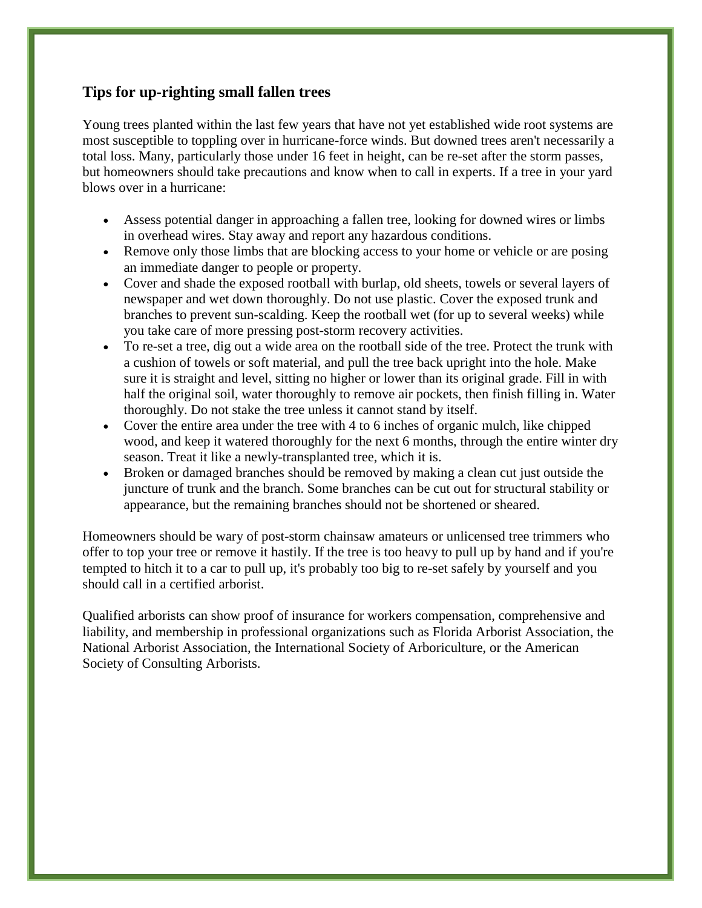### Tips for up-righting small fallen trees

Young trees planted within the last few years that have not yet established wide root systems are most susceptible to toppling over in hurricane-force winds. But downed trees aren't necessarily a total loss. Many, particularly those under 16 feet in height, can be re-set after the storm passes, but homeowners should take precautions and know when to call in experts. If a tree in your yard blows over in a hurricane:

- Assess potential danger in approaching a fallen tree, looking for downed wires or limbs in overhead wires. Stay away and report any hazardous conditions.
- Remove only those limbs that are blocking access to your home or vehicle or are posing an immediate danger to people or property.
- Cover and shade the exposed rootball with burlap, old sheets, towels or several layers of newspaper and wet down thoroughly. Do not use plastic. Cover the exposed trunk and branches to prevent sun-scalding. Keep the rootball wet (for up to several weeks) while you take care of more pressing post-storm recovery activities.
- To re-set a tree, dig out a wide area on the rootball side of the tree. Protect the trunk with a cushion of towels or soft material, and pull the tree back upright into the hole. Make sure it is straight and level, sitting no higher or lower than its original grade. Fill in with half the original soil, water thoroughly to remove air pockets, then finish filling in. Water thoroughly. Do not stake the tree unless it cannot stand by itself.
- Cover the entire area under the tree with 4 to 6 inches of organic mulch, like chipped wood, and keep it watered thoroughly for the next 6 months, through the entire winter dry season. Treat it like a newly-transplanted tree, which it is.
- Broken or damaged branches should be removed by making a clean cut just outside the juncture of trunk and the branch. Some branches can be cut out for structural stability or appearance, but the remaining branches should not be shortened or sheared.

Homeowners should be wary of post-storm chainsaw amateurs or unlicensed tree trimmers who offer to top your tree or remove it hastily. If the tree is too heavy to pull up by hand and if you're tempted to hitch it to a car to pull up, it's probably too big to re-set safely by yourself and you should call in a certified arborist.

Qualified arborists can show proof of insurance for workers compensation, comprehensive and liability, and membership in professional organizations such as Florida Arborist Association, the National Arborist Association, the International Society of Arboriculture, or the American Society of Consulting Arborists.